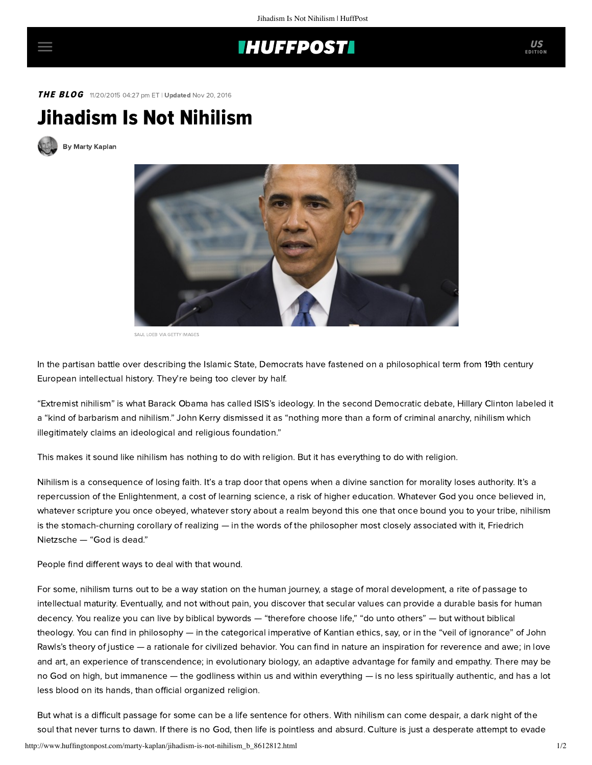**THE BLOG** 11/20/2015 04:27 pm ET | **Updated** Nov 20, 2016

# Jihadism Is Not Nihilism

**By Marty Kaplan**

SAUL LOEB VIA GETTY IMAGES

In the partisan battle over describing the Islamic State, Democrats have fastened on a philosophical term from 19th century European intellectual history. They're being too clever by half.

"Extremist nihilism" is what Barack Obama has called ISIS's ideology. In the second Democratic debate, Hillary Clinton labeled it a "kind of barbarism and nihilism." John Kerry dismissed it as "nothing more than a form of criminal anarchy, nihilism which illegitimately claims an ideological and religious foundation."

This makes it sound like nihilism has nothing to do with religion. But it has everything to do with religion.

Nihilism is a consequence of losing faith. It's a trap door that opens when a divine sanction for morality loses authority. It's a repercussion of the Enlightenment, a cost of learning science, a risk of higher education. Whatever God you once believed in, whatever scripture you once obeyed, whatever story about a realm beyond this one that once bound you to your tribe, nihilism is the stomach-churning corollary of realizing — in the words of the philosopher most closely associated with it, Friedrich Nietzsche — "God is dead."

People find different ways to deal with that wound.

For some, nihilism turns out to be a way station on the human journey, a stage of moral development, a rite of passage to intellectual maturity. Eventually, and not without pain, you discover that secular values can provide a durable basis for human decency. You realize you can live by biblical bywords — "therefore choose life," "do unto others" — but without biblical theology. You can find in philosophy — in the categorical imperative of Kantian ethics, say, or in the "veil of ignorance" of John Rawls's theory of justice — a rationale for civilized behavior. You can find in nature an inspiration for reverence and awe; in love and art, an experience of transcendence; in evolutionary biology, an adaptive advantage for family and empathy. There may be no God on high, but immanence — the godliness within us and within everything — is no less spiritually authentic, and has a lot less blood on its hands, than official organized religion.

But what is a difficult passage for some can be a life sentence for others. With nihilism can come despair, a dark night of the soul that never turns to dawn. If there is no God, then life is pointless and absurd. Culture is just a desperate attempt to evade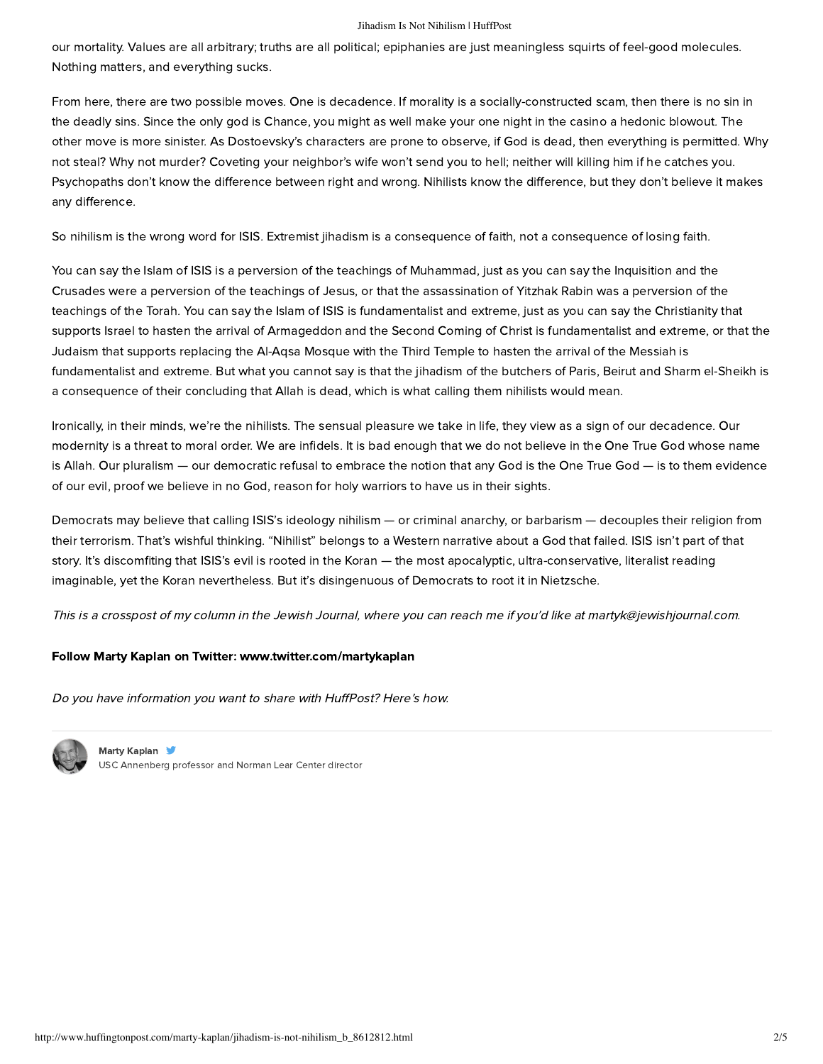our mortality. Values are all arbitrary; truths are all political; epiphanies are just meaningless squirts of feel-good molecules. Nothing matters, and everything sucks.

From here, there are two possible moves. One is decadence. If morality is a socially-constructed scam, then there is no sin in the deadly sins. Since the only god is Chance, you might as well make your one night in the casino a hedonic blowout. The other move is more sinister. As Dostoevsky's characters are prone to observe, if God is dead, then everything is permitted. Why not steal? Why not murder? Coveting your neighbor's wife won't send you to hell; neither will killing him if he catches you. Psychopaths don't know the difference between right and wrong. Nihilists know the difference, but they don't believe it makes any difference.

So nihilism is the wrong word for ISIS. Extremist jihadism is a consequence of faith, not a consequence of losing faith.

You can say the Islam of ISIS is a perversion of the teachings of Muhammad, just as you can say the Inquisition and the Crusades were a perversion of the teachings of Jesus, or that the assassination of Yitzhak Rabin was a perversion of the teachings of the Torah. You can say the Islam of ISIS is fundamentalist and extreme, just as you can say the Christianity that supports Israel to hasten the arrival of Armageddon and the Second Coming of Christ is fundamentalist and extreme, or that the Judaism that supports replacing the Al-Aqsa Mosque with the Third Temple to hasten the arrival of the Messiah is fundamentalist and extreme. But what you cannot say is that the jihadism of the butchers of Paris, Beirut and Sharm el-Sheikh is a consequence of their concluding that Allah is dead, which is what calling them nihilists would mean.

Ironically, in their minds, we're the nihilists. The sensual pleasure we take in life, they view as a sign of our decadence. Our modernity is a threat to moral order. We are infidels. It is bad enough that we do not believe in the One True God whose name is Allah. Our pluralism — our democratic refusal to embrace the notion that any God is the One True God — is to them evidence of our evil, proof we believe in no God, reason for holy warriors to have us in their sights.

Democrats may believe that calling ISIS's ideology nihilism — or criminal anarchy, or barbarism — decouples their religion from their terrorism. That's wishful thinking. "Nihilist" belongs to a Western narrative about a God that failed. ISIS isn't part of that story. It's discomfiting that ISIS's evil is rooted in the Koran — the most apocalyptic, ultra-conservative, literalist reading imaginable, yet the Koran nevertheless. But it's disingenuous of Democrats to root it in Nietzsche.

*This is a crosspost of my column in the Jewish Journal, where you can reach me if you'd like at martyk@jewishjournal.com.*

**Follow Marty Kaplan on Twitter: www.twitter.com/martykaplan**

*Do you have information you want to share with HuffPost? Here's how.*

Marty Kaplan
USC Annenberg professor and Norman Lear Center director